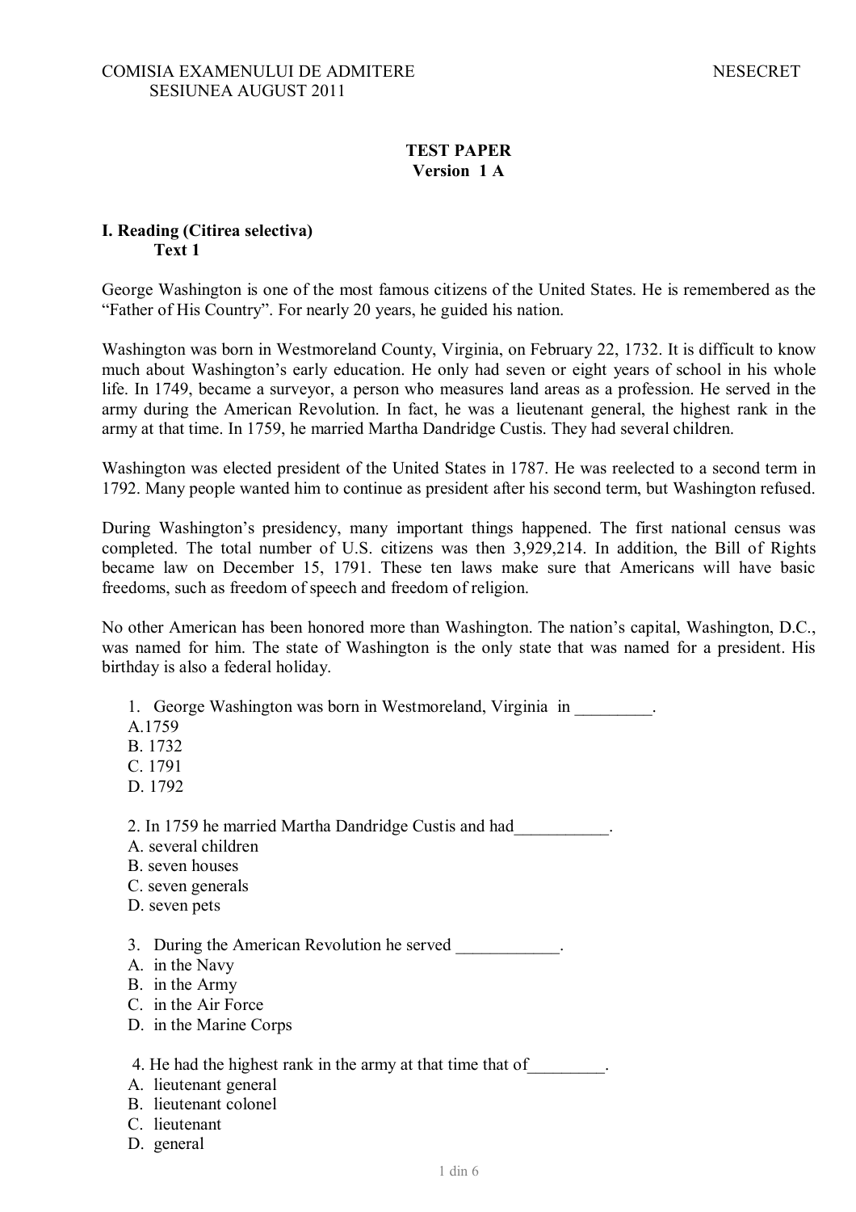COMISIA EXAMENULUI DE ADMITERE NESECRET
SESIUNEA AUGUST 2011

# TEST PAPER
## Version 1 A

### I. Reading (Citirea selectiva)
**Text 1**

George Washington is one of the most famous citizens of the United States. He is remembered as the "Father of His Country". For nearly 20 years, he guided his nation.

Washington was born in Westmoreland County, Virginia, on February 22, 1732. It is difficult to know much about Washington's early education. He only had seven or eight years of school in his whole life. In 1749, became a surveyor, a person who measures land areas as a profession. He served in the army during the American Revolution. In fact, he was a lieutenant general, the highest rank in the army at that time. In 1759, he married Martha Dandridge Custis. They had several children.

Washington was elected president of the United States in 1787. He was reelected to a second term in 1792. Many people wanted him to continue as president after his second term, but Washington refused.

During Washington's presidency, many important things happened. The first national census was completed. The total number of U.S. citizens was then 3,929,214. In addition, the Bill of Rights became law on December 15, 1791. These ten laws make sure that Americans will have basic freedoms, such as freedom of speech and freedom of religion.

No other American has been honored more than Washington. The nation's capital, Washington, D.C., was named for him. The state of Washington is the only state that was named for a president. His birthday is also a federal holiday.

1. George Washington was born in Westmoreland, Virginia in _________.
A.1759
B. 1732
C. 1791
D. 1792

2. In 1759 he married Martha Dandridge Custis and had___________.
A. several children
B. seven houses
C. seven generals
D. seven pets

3. During the American Revolution he served ____________.
A. in the Navy
B. in the Army
C. in the Air Force
D. in the Marine Corps

4. He had the highest rank in the army at that time that of_________.
A. lieutenant general
B. lieutenant colonel
C. lieutenant
D. general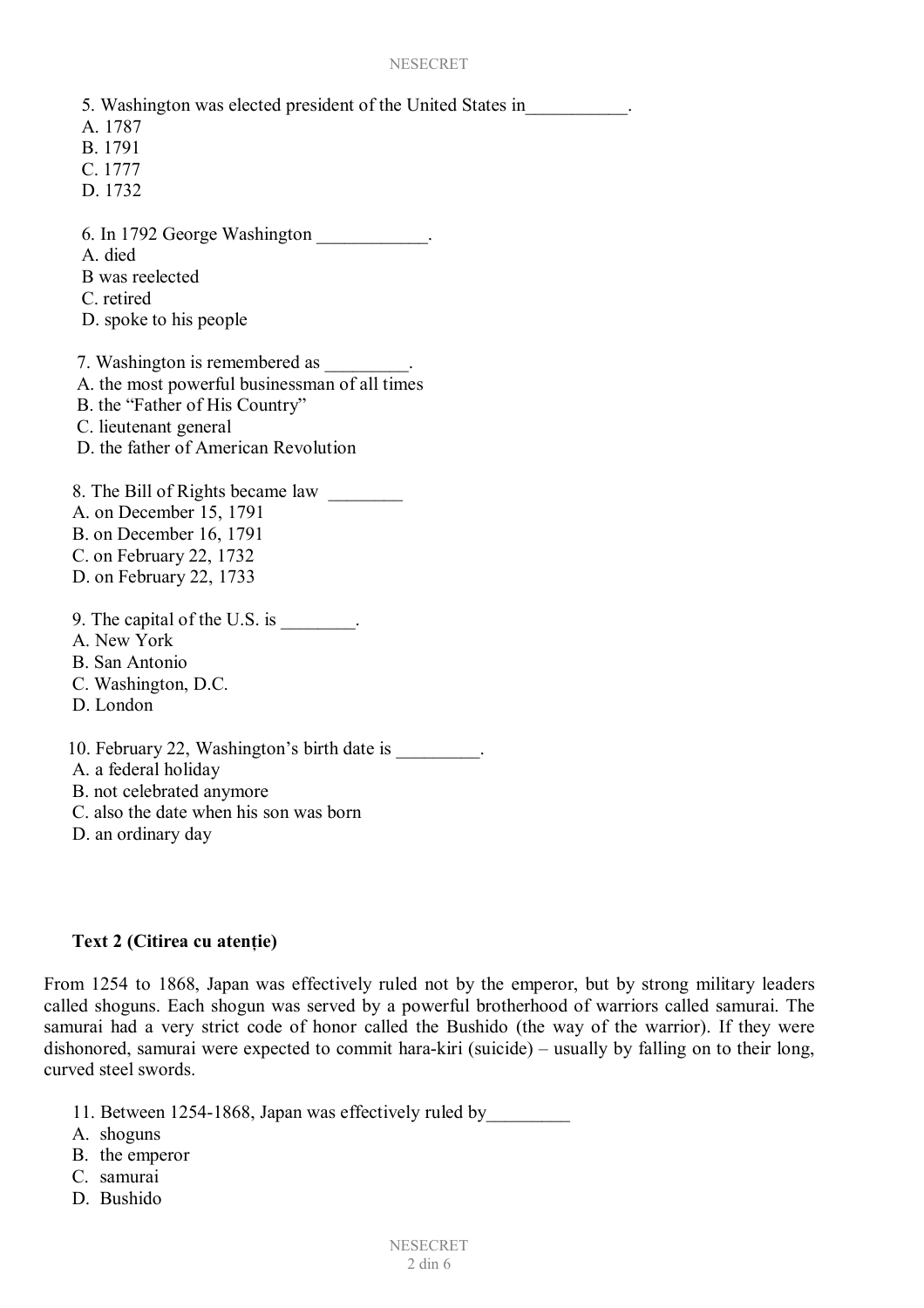5. Washington was elected president of the United States in___________.
A. 1787
B. 1791
C. 1777
D. 1732

6. In 1792 George Washington ____________.
A. died
B was reelected
C. retired
D. spoke to his people

7. Washington is remembered as _________.
A. the most powerful businessman of all times
B. the "Father of His Country"
C. lieutenant general
D. the father of American Revolution

8. The Bill of Rights became law ________
A. on December 15, 1791
B. on December 16, 1791
C. on February 22, 1732
D. on February 22, 1733

9. The capital of the U.S. is ________.
A. New York
B. San Antonio
C. Washington, D.C.
D. London

10. February 22, Washington's birth date is _________.
A. a federal holiday
B. not celebrated anymore
C. also the date when his son was born
D. an ordinary day

**Text 2 (Citirea cu atenție)**

From 1254 to 1868, Japan was effectively ruled not by the emperor, but by strong military leaders called shoguns. Each shogun was served by a powerful brotherhood of warriors called samurai. The samurai had a very strict code of honor called the Bushido (the way of the warrior). If they were dishonored, samurai were expected to commit hara-kiri (suicide) – usually by falling on to their long, curved steel swords.

11. Between 1254-1868, Japan was effectively ruled by_________
A. shoguns
B. the emperor
C. samurai
D. Bushido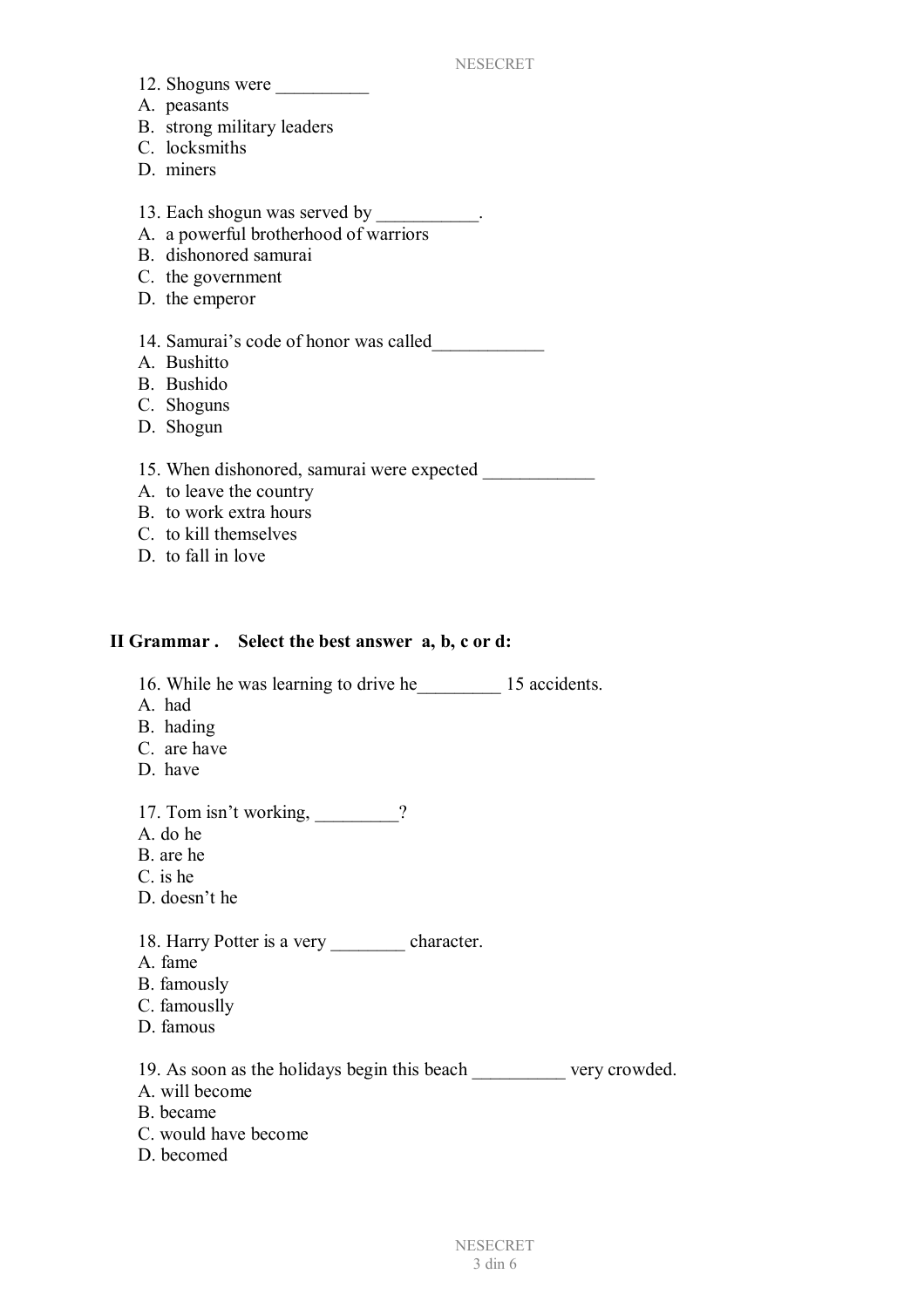12. Shoguns were __________

A. peasants
B. strong military leaders
C. locksmiths
D. miners

13. Each shogun was served by ___________.

A. a powerful brotherhood of warriors
B. dishonored samurai
C. the government
D. the emperor

14. Samurai's code of honor was called____________

A. Bushitto
B. Bushido
C. Shoguns
D. Shogun

15. When dishonored, samurai were expected ____________

A. to leave the country
B. to work extra hours
C. to kill themselves
D. to fall in love

**II Grammar . Select the best answer a, b, c or d:**

16. While he was learning to drive he_________ 15 accidents.

A. had
B. hading
C. are have
D. have

17. Tom isn't working, _________?

A. do he
B. are he
C. is he
D. doesn't he

18. Harry Potter is a very ________ character.

A. fame
B. famously
C. famouslly
D. famous

19. As soon as the holidays begin this beach __________ very crowded.

A. will become
B. became
C. would have become
D. becomed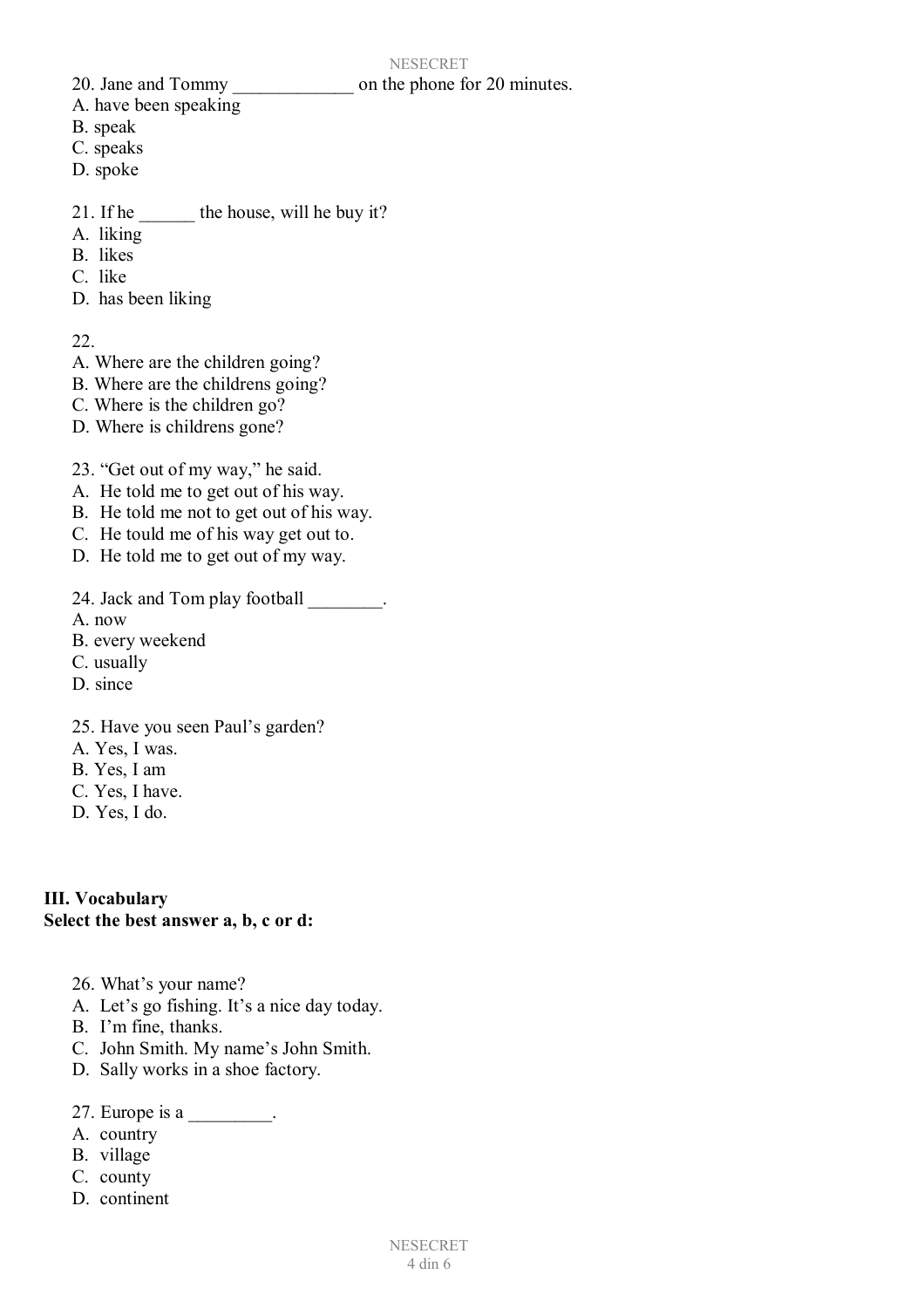20. Jane and Tommy _____________ on the phone for 20 minutes.
A. have been speaking
B. speak
C. speaks
D. spoke

21. If he ______ the house, will he buy it?
A. liking
B. likes
C. like
D. has been liking

22.
A. Where are the children going?
B. Where are the childrens going?
C. Where is the children go?
D. Where is childrens gone?

23. "Get out of my way," he said.
A. He told me to get out of his way.
B. He told me not to get out of his way.
C. He tould me of his way get out to.
D. He told me to get out of my way.

24. Jack and Tom play football ________.
A. now
B. every weekend
C. usually
D. since

25. Have you seen Paul's garden?
A. Yes, I was.
B. Yes, I am
C. Yes, I have.
D. Yes, I do.

## III. Vocabulary

**Select the best answer a, b, c or d:**

26. What's your name?
A. Let's go fishing. It's a nice day today.
B. I'm fine, thanks.
C. John Smith. My name's John Smith.
D. Sally works in a shoe factory.

27. Europe is a _________.
A. country
B. village
C. county
D. continent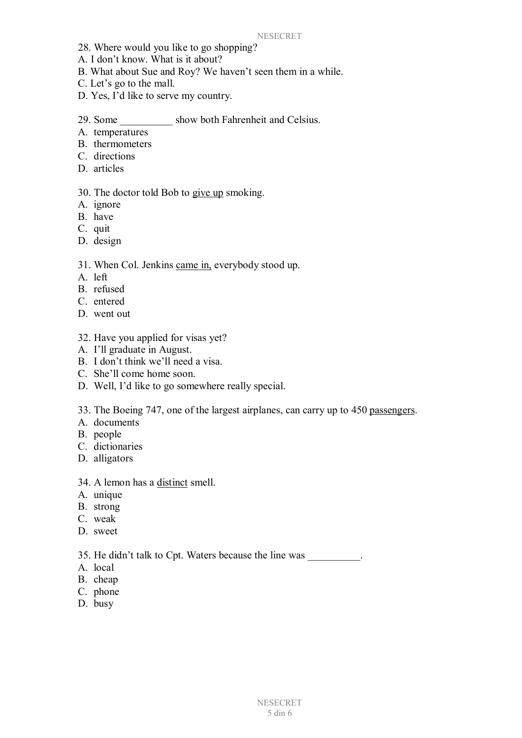28. Where would you like to go shopping?
A. I don't know. What is it about?
B. What about Sue and Roy? We haven't seen them in a while.
C. Let's go to the mall.
D. Yes, I'd like to serve my country.

29. Some __________ show both Fahrenheit and Celsius.
A. temperatures
B. thermometers
C. directions
D. articles

30. The doctor told Bob to <u>give up</u> smoking.
A. ignore
B. have
C. quit
D. design

31. When Col. Jenkins <u>came in,</u> everybody stood up.
A. left
B. refused
C. entered
D. went out

32. Have you applied for visas yet?
A. I'll graduate in August.
B. I don't think we'll need a visa.
C. She'll come home soon.
D. Well, I'd like to go somewhere really special.

33. The Boeing 747, one of the largest airplanes, can carry up to 450 <u>passengers</u>.
A. documents
B. people
C. dictionaries
D. alligators

34. A lemon has a <u>distinct</u> smell.
A. unique
B. strong
C. weak
D. sweet

35. He didn't talk to Cpt. Waters because the line was __________.
A. local
B. cheap
C. phone
D. busy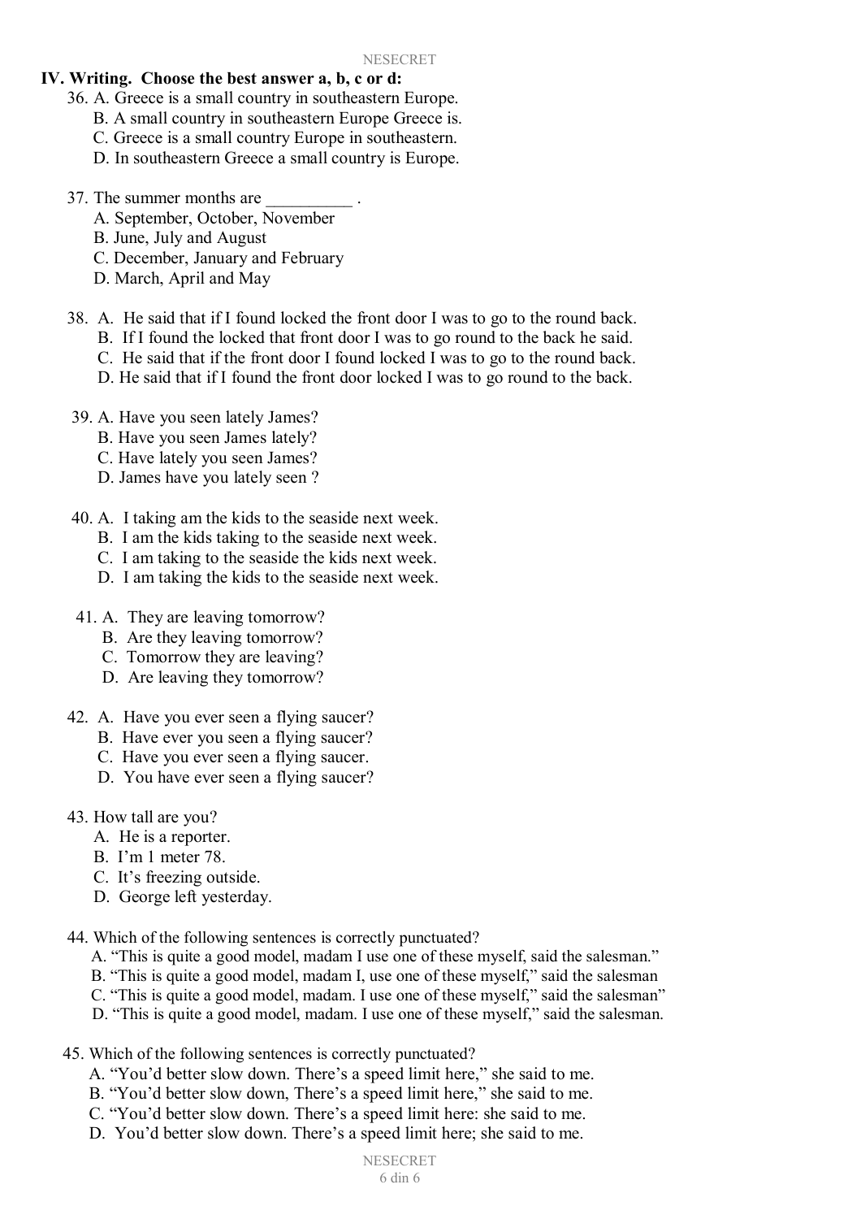**IV. Writing. Choose the best answer a, b, c or d:**

36. A. Greece is a small country in southeastern Europe.
    B. A small country in southeastern Europe Greece is.
    C. Greece is a small country Europe in southeastern.
    D. In southeastern Greece a small country is Europe.

37. The summer months are __________ .
    A. September, October, November
    B. June, July and August
    C. December, January and February
    D. March, April and May

38. A. He said that if I found locked the front door I was to go to the round back.
    B. If I found the locked that front door I was to go round to the back he said.
    C. He said that if the front door I found locked I was to go to the round back.
    D. He said that if I found the front door locked I was to go round to the back.

39. A. Have you seen lately James?
    B. Have you seen James lately?
    C. Have lately you seen James?
    D. James have you lately seen ?

40. A. I taking am the kids to the seaside next week.
    B. I am the kids taking to the seaside next week.
    C. I am taking to the seaside the kids next week.
    D. I am taking the kids to the seaside next week.

41. A. They are leaving tomorrow?
    B. Are they leaving tomorrow?
    C. Tomorrow they are leaving?
    D. Are leaving they tomorrow?

42. A. Have you ever seen a flying saucer?
    B. Have ever you seen a flying saucer?
    C. Have you ever seen a flying saucer.
    D. You have ever seen a flying saucer?

43. How tall are you?
    A. He is a reporter.
    B. I'm 1 meter 78.
    C. It's freezing outside.
    D. George left yesterday.

44. Which of the following sentences is correctly punctuated?
    A. "This is quite a good model, madam I use one of these myself, said the salesman."
    B. "This is quite a good model, madam I, use one of these myself," said the salesman
    C. "This is quite a good model, madam. I use one of these myself," said the salesman"
    D. "This is quite a good model, madam. I use one of these myself," said the salesman.

45. Which of the following sentences is correctly punctuated?
    A. "You'd better slow down. There's a speed limit here," she said to me.
    B. "You'd better slow down, There's a speed limit here," she said to me.
    C. "You'd better slow down. There's a speed limit here: she said to me.
    D. You'd better slow down. There's a speed limit here; she said to me.